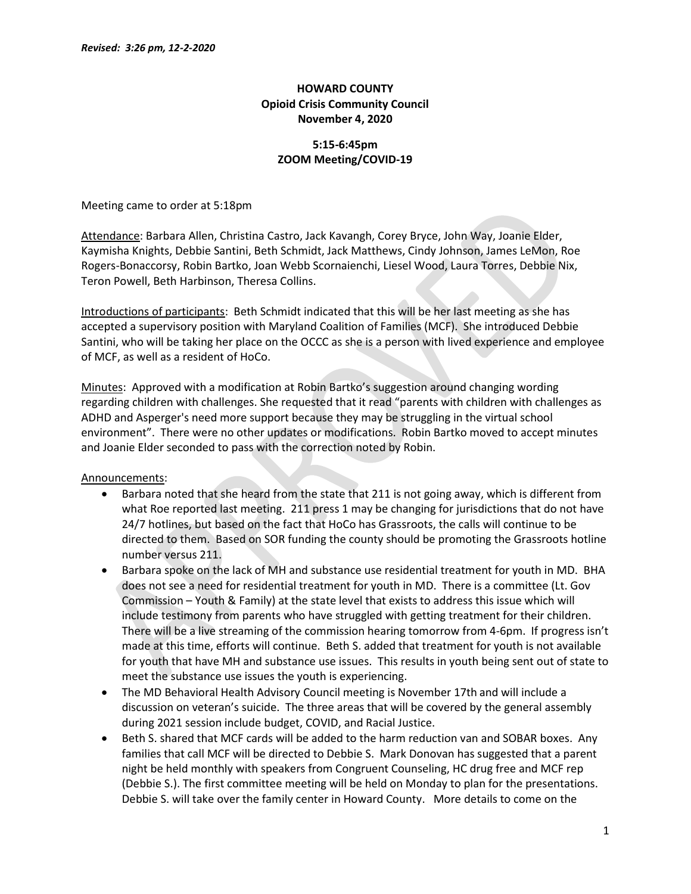*Revised: 3:26 pm, 12-2-2020*

**HOWARD COUNTY**
**Opioid Crisis Community Council**
**November 4, 2020**

**5:15-6:45pm**
**ZOOM Meeting/COVID-19**

Meeting came to order at 5:18pm

Attendance: Barbara Allen, Christina Castro, Jack Kavangh, Corey Bryce, John Way, Joanie Elder, Kaymisha Knights, Debbie Santini, Beth Schmidt, Jack Matthews, Cindy Johnson, James LeMon, Roe Rogers-Bonaccorsy, Robin Bartko, Joan Webb Scornaienchi, Liesel Wood, Laura Torres, Debbie Nix, Teron Powell, Beth Harbinson, Theresa Collins.

Introductions of participants: Beth Schmidt indicated that this will be her last meeting as she has accepted a supervisory position with Maryland Coalition of Families (MCF). She introduced Debbie Santini, who will be taking her place on the OCCC as she is a person with lived experience and employee of MCF, as well as a resident of HoCo.

Minutes: Approved with a modification at Robin Bartko's suggestion around changing wording regarding children with challenges. She requested that it read "parents with children with challenges as ADHD and Asperger's need more support because they may be struggling in the virtual school environment". There were no other updates or modifications. Robin Bartko moved to accept minutes and Joanie Elder seconded to pass with the correction noted by Robin.

Announcements:

- Barbara noted that she heard from the state that 211 is not going away, which is different from what Roe reported last meeting. 211 press 1 may be changing for jurisdictions that do not have 24/7 hotlines, but based on the fact that HoCo has Grassroots, the calls will continue to be directed to them. Based on SOR funding the county should be promoting the Grassroots hotline number versus 211.
- Barbara spoke on the lack of MH and substance use residential treatment for youth in MD. BHA does not see a need for residential treatment for youth in MD. There is a committee (Lt. Gov Commission – Youth & Family) at the state level that exists to address this issue which will include testimony from parents who have struggled with getting treatment for their children. There will be a live streaming of the commission hearing tomorrow from 4-6pm. If progress isn't made at this time, efforts will continue. Beth S. added that treatment for youth is not available for youth that have MH and substance use issues. This results in youth being sent out of state to meet the substance use issues the youth is experiencing.
- The MD Behavioral Health Advisory Council meeting is November 17th and will include a discussion on veteran's suicide. The three areas that will be covered by the general assembly during 2021 session include budget, COVID, and Racial Justice.
- Beth S. shared that MCF cards will be added to the harm reduction van and SOBAR boxes. Any families that call MCF will be directed to Debbie S. Mark Donovan has suggested that a parent night be held monthly with speakers from Congruent Counseling, HC drug free and MCF rep (Debbie S.). The first committee meeting will be held on Monday to plan for the presentations. Debbie S. will take over the family center in Howard County. More details to come on the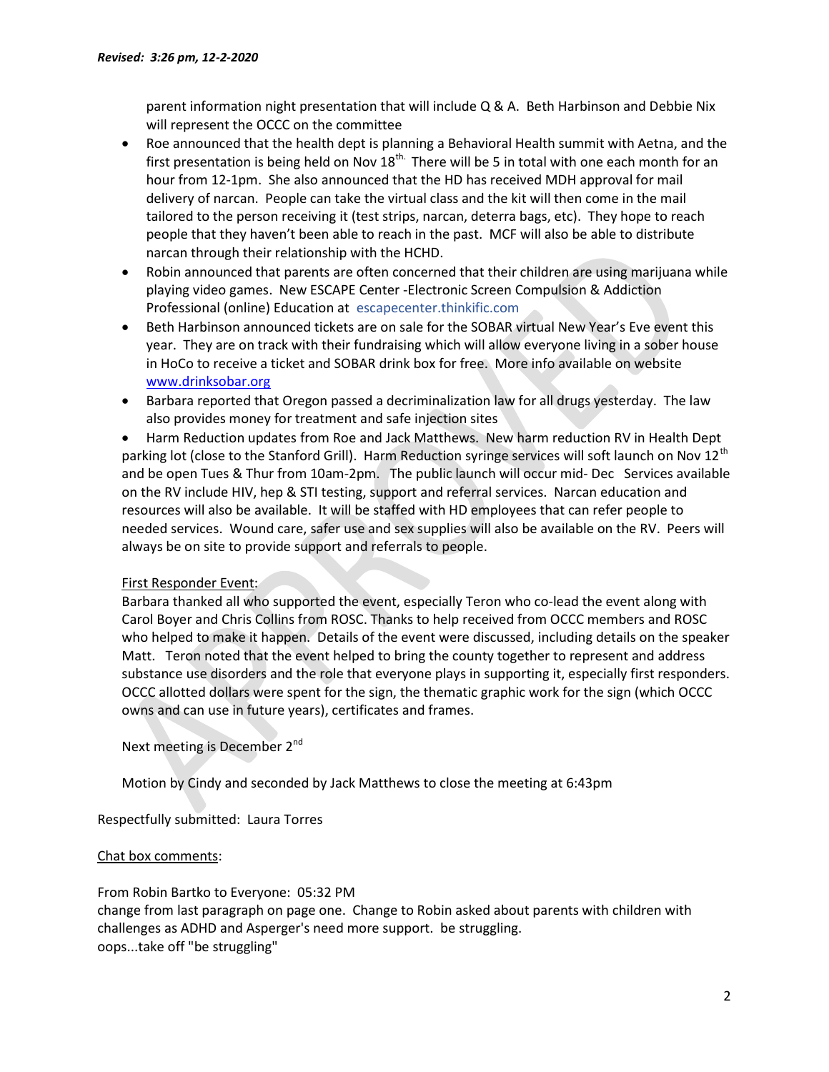*Revised: 3:26 pm, 12-2-2020*

parent information night presentation that will include Q & A. Beth Harbinson and Debbie Nix will represent the OCCC on the committee

- Roe announced that the health dept is planning a Behavioral Health summit with Aetna, and the first presentation is being held on Nov 18th. There will be 5 in total with one each month for an hour from 12-1pm. She also announced that the HD has received MDH approval for mail delivery of narcan. People can take the virtual class and the kit will then come in the mail tailored to the person receiving it (test strips, narcan, deterra bags, etc). They hope to reach people that they haven't been able to reach in the past. MCF will also be able to distribute narcan through their relationship with the HCHD.
- Robin announced that parents are often concerned that their children are using marijuana while playing video games. New ESCAPE Center -Electronic Screen Compulsion & Addiction Professional (online) Education at escapecenter.thinkific.com
- Beth Harbinson announced tickets are on sale for the SOBAR virtual New Year's Eve event this year. They are on track with their fundraising which will allow everyone living in a sober house in HoCo to receive a ticket and SOBAR drink box for free. More info available on website www.drinksobar.org
- Barbara reported that Oregon passed a decriminalization law for all drugs yesterday. The law also provides money for treatment and safe injection sites
- Harm Reduction updates from Roe and Jack Matthews. New harm reduction RV in Health Dept parking lot (close to the Stanford Grill). Harm Reduction syringe services will soft launch on Nov 12th and be open Tues & Thur from 10am-2pm. The public launch will occur mid- Dec Services available on the RV include HIV, hep & STI testing, support and referral services. Narcan education and resources will also be available. It will be staffed with HD employees that can refer people to needed services. Wound care, safer use and sex supplies will also be available on the RV. Peers will always be on site to provide support and referrals to people.

<u>First Responder Event</u>:

Barbara thanked all who supported the event, especially Teron who co-lead the event along with Carol Boyer and Chris Collins from ROSC. Thanks to help received from OCCC members and ROSC who helped to make it happen. Details of the event were discussed, including details on the speaker Matt. Teron noted that the event helped to bring the county together to represent and address substance use disorders and the role that everyone plays in supporting it, especially first responders. OCCC allotted dollars were spent for the sign, the thematic graphic work for the sign (which OCCC owns and can use in future years), certificates and frames.

Next meeting is December 2nd

Motion by Cindy and seconded by Jack Matthews to close the meeting at 6:43pm

Respectfully submitted: Laura Torres

<u>Chat box comments</u>:

From Robin Bartko to Everyone: 05:32 PM
change from last paragraph on page one. Change to Robin asked about parents with children with challenges as ADHD and Asperger's need more support. be struggling.
oops...take off "be struggling"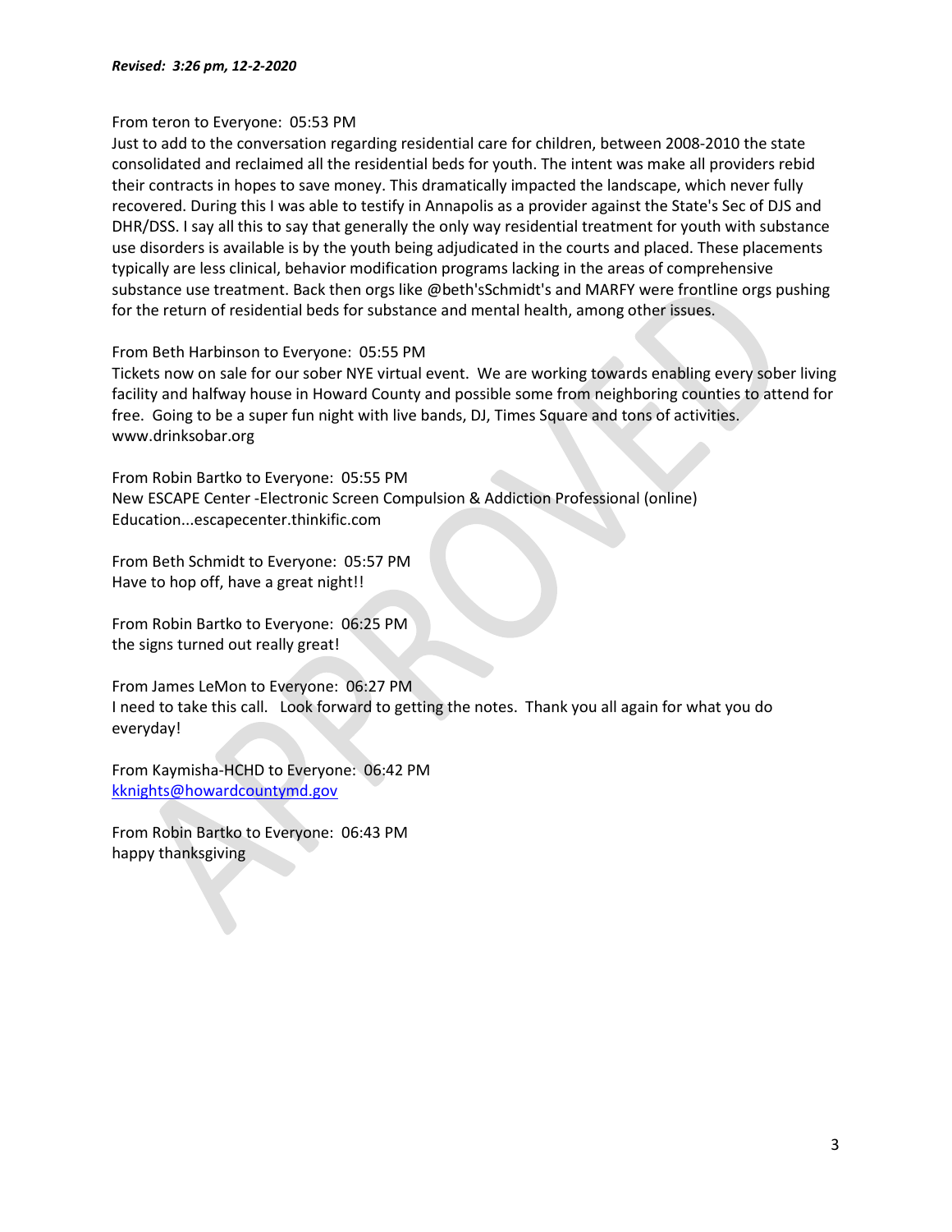***Revised: 3:26 pm, 12-2-2020***

From teron to Everyone: 05:53 PM
Just to add to the conversation regarding residential care for children, between 2008-2010 the state consolidated and reclaimed all the residential beds for youth. The intent was make all providers rebid their contracts in hopes to save money. This dramatically impacted the landscape, which never fully recovered. During this I was able to testify in Annapolis as a provider against the State's Sec of DJS and DHR/DSS. I say all this to say that generally the only way residential treatment for youth with substance use disorders is available is by the youth being adjudicated in the courts and placed. These placements typically are less clinical, behavior modification programs lacking in the areas of comprehensive substance use treatment. Back then orgs like @beth'sSchmidt's and MARFY were frontline orgs pushing for the return of residential beds for substance and mental health, among other issues.

From Beth Harbinson to Everyone: 05:55 PM
Tickets now on sale for our sober NYE virtual event. We are working towards enabling every sober living facility and halfway house in Howard County and possible some from neighboring counties to attend for free. Going to be a super fun night with live bands, DJ, Times Square and tons of activities. www.drinksobar.org

From Robin Bartko to Everyone: 05:55 PM
New ESCAPE Center -Electronic Screen Compulsion & Addiction Professional (online) Education...escapecenter.thinkific.com

From Beth Schmidt to Everyone: 05:57 PM
Have to hop off, have a great night!!

From Robin Bartko to Everyone: 06:25 PM
the signs turned out really great!

From James LeMon to Everyone: 06:27 PM
I need to take this call. Look forward to getting the notes. Thank you all again for what you do everyday!

From Kaymisha-HCHD to Everyone: 06:42 PM
kknights@howardcountymd.gov

From Robin Bartko to Everyone: 06:43 PM
happy thanksgiving